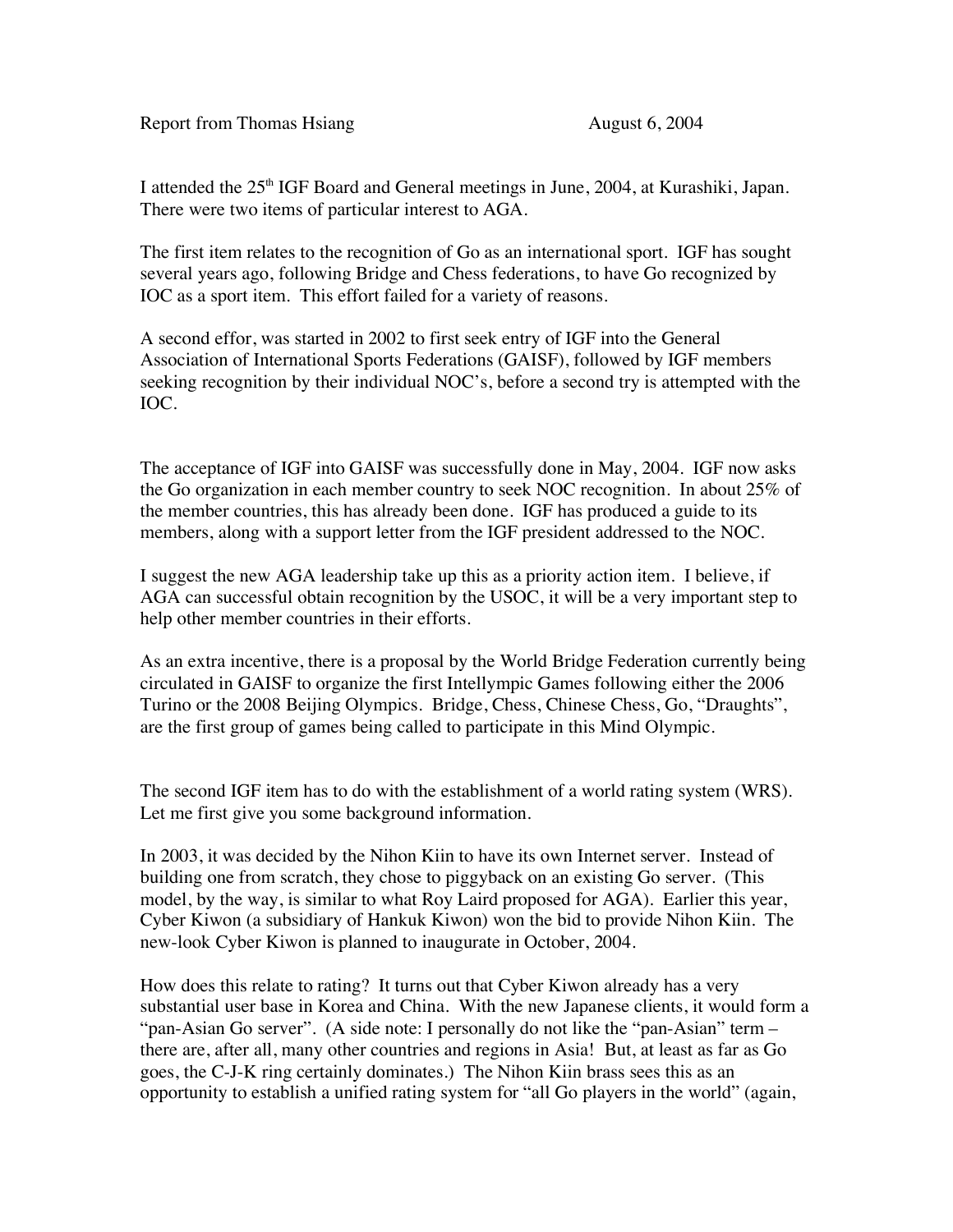Report from Thomas Hsiang August 6, 2004

I attended the 25th IGF Board and General meetings in June, 2004, at Kurashiki, Japan. There were two items of particular interest to AGA.

The first item relates to the recognition of Go as an international sport. IGF has sought several years ago, following Bridge and Chess federations, to have Go recognized by IOC as a sport item. This effort failed for a variety of reasons.

A second effor, was started in 2002 to first seek entry of IGF into the General Association of International Sports Federations (GAISF), followed by IGF members seeking recognition by their individual NOC's, before a second try is attempted with the IOC.

The acceptance of IGF into GAISF was successfully done in May, 2004. IGF now asks the Go organization in each member country to seek NOC recognition. In about 25% of the member countries, this has already been done. IGF has produced a guide to its members, along with a support letter from the IGF president addressed to the NOC.

I suggest the new AGA leadership take up this as a priority action item. I believe, if AGA can successful obtain recognition by the USOC, it will be a very important step to help other member countries in their efforts.

As an extra incentive, there is a proposal by the World Bridge Federation currently being circulated in GAISF to organize the first Intellympic Games following either the 2006 Turino or the 2008 Beijing Olympics. Bridge, Chess, Chinese Chess, Go, "Draughts", are the first group of games being called to participate in this Mind Olympic.

The second IGF item has to do with the establishment of a world rating system (WRS). Let me first give you some background information.

In 2003, it was decided by the Nihon Kiin to have its own Internet server. Instead of building one from scratch, they chose to piggyback on an existing Go server. (This model, by the way, is similar to what Roy Laird proposed for AGA). Earlier this year, Cyber Kiwon (a subsidiary of Hankuk Kiwon) won the bid to provide Nihon Kiin. The new-look Cyber Kiwon is planned to inaugurate in October, 2004.

How does this relate to rating? It turns out that Cyber Kiwon already has a very substantial user base in Korea and China. With the new Japanese clients, it would form a "pan-Asian Go server". (A side note: I personally do not like the "pan-Asian" term – there are, after all, many other countries and regions in Asia! But, at least as far as Go goes, the C-J-K ring certainly dominates.) The Nihon Kiin brass sees this as an opportunity to establish a unified rating system for "all Go players in the world" (again,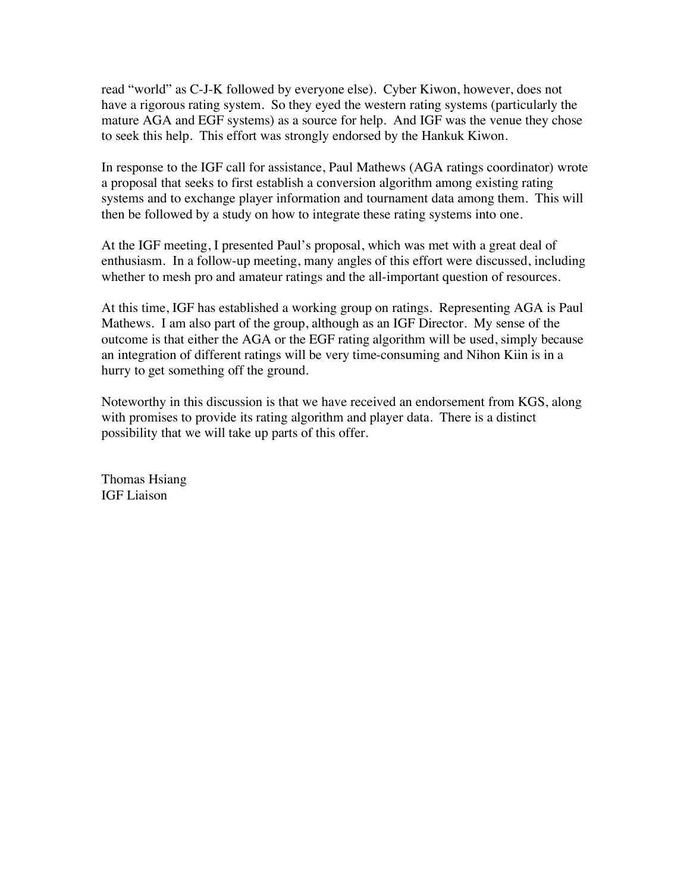read "world" as C-J-K followed by everyone else). Cyber Kiwon, however, does not have a rigorous rating system. So they eyed the western rating systems (particularly the mature AGA and EGF systems) as a source for help. And IGF was the venue they chose to seek this help. This effort was strongly endorsed by the Hankuk Kiwon.

In response to the IGF call for assistance, Paul Mathews (AGA ratings coordinator) wrote a proposal that seeks to first establish a conversion algorithm among existing rating systems and to exchange player information and tournament data among them. This will then be followed by a study on how to integrate these rating systems into one.

At the IGF meeting, I presented Paul's proposal, which was met with a great deal of enthusiasm. In a follow-up meeting, many angles of this effort were discussed, including whether to mesh pro and amateur ratings and the all-important question of resources.

At this time, IGF has established a working group on ratings. Representing AGA is Paul Mathews. I am also part of the group, although as an IGF Director. My sense of the outcome is that either the AGA or the EGF rating algorithm will be used, simply because an integration of different ratings will be very time-consuming and Nihon Kiin is in a hurry to get something off the ground.

Noteworthy in this discussion is that we have received an endorsement from KGS, along with promises to provide its rating algorithm and player data. There is a distinct possibility that we will take up parts of this offer.

Thomas Hsiang  
IGF Liaison